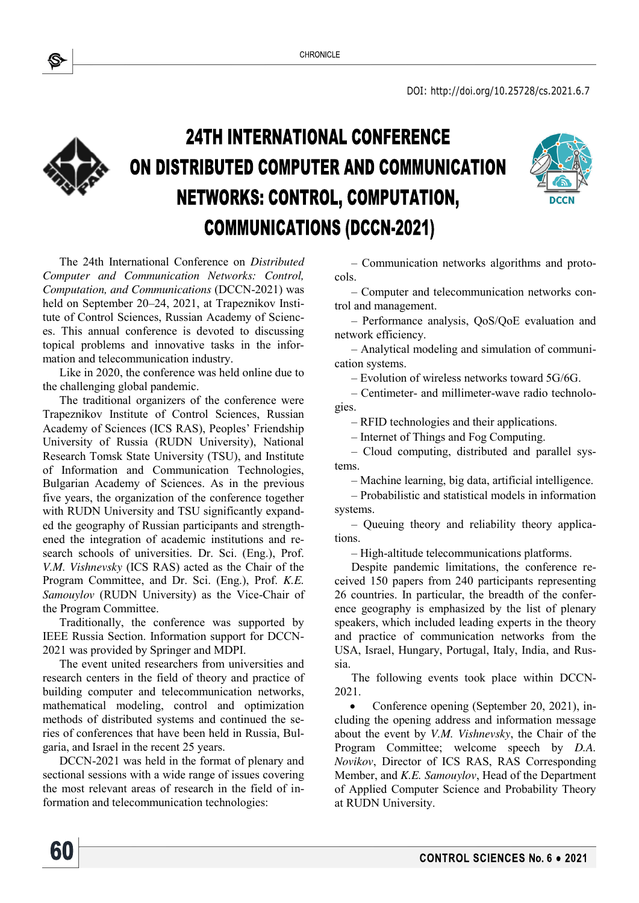DOI: http://doi.org/10.25728/cs.2021.6.7

# 24TH INTERNATIONAL CONFERENCE ON DISTRIBUTED COMPUTER AND COMMUNICATION NETWORKS: CONTROL, COMPUTATION, COMMUNICATIONS (DCCN-2021)

The 24th International Conference on *Distributed Computer and Communication Networks: Control, Computation, and Communications* (DCCN-2021) was held on September 20–24, 2021, at Trapeznikov Institute of Control Sciences, Russian Academy of Sciences. This annual conference is devoted to discussing topical problems and innovative tasks in the information and telecommunication industry.

Like in 2020, the conference was held online due to the challenging global pandemic.

The traditional organizers of the conference were Trapeznikov Institute of Control Sciences, Russian Academy of Sciences (ICS RAS), Peoples' Friendship University of Russia (RUDN University), National Research Tomsk State University (TSU), and Institute of Information and Communication Technologies, Bulgarian Academy of Sciences. As in the previous five years, the organization of the conference together with RUDN University and TSU significantly expanded the geography of Russian participants and strengthened the integration of academic institutions and research schools of universities. Dr. Sci. (Eng.), Prof. *V.M. Vishnevsky* (ICS RAS) acted as the Chair of the Program Committee, and Dr. Sci. (Eng.), Prof. *K.E. Samouylov* (RUDN University) as the Vice-Chair of the Program Committee.

Traditionally, the conference was supported by IEEE Russia Section. Information support for DCCN-2021 was provided by Springer and MDPI.

The event united researchers from universities and research centers in the field of theory and practice of building computer and telecommunication networks, mathematical modeling, control and optimization methods of distributed systems and continued the series of conferences that have been held in Russia, Bulgaria, and Israel in the recent 25 years.

DCCN-2021 was held in the format of plenary and sectional sessions with a wide range of issues covering the most relevant areas of research in the field of information and telecommunication technologies:

– Communication networks algorithms and protocols.

– Computer and telecommunication networks control and management.

– Performance analysis, QoS/QoE evaluation and network efficiency.

– Analytical modeling and simulation of communication systems.

– Evolution of wireless networks toward 5G/6G.

– Centimeter- and millimeter-wave radio technologies.

– RFID technologies and their applications.

– Internet of Things and Fog Computing.

– Cloud computing, distributed and parallel systems.

– Machine learning, big data, artificial intelligence.

– Probabilistic and statistical models in information systems.

– Queuing theory and reliability theory applications.

– High-altitude telecommunications platforms.

Despite pandemic limitations, the conference received 150 papers from 240 participants representing 26 countries. In particular, the breadth of the conference geography is emphasized by the list of plenary speakers, which included leading experts in the theory and practice of communication networks from the USA, Israel, Hungary, Portugal, Italy, India, and Russia.

The following events took place within DCCN-2021.

- Conference opening (September 20, 2021), including the opening address and information message about the event by *V.M. Vishnevsky*, the Chair of the Program Committee; welcome speech by *D.A. Novikov*, Director of ICS RAS, RAS Corresponding Member, and *K.E. Samouylov*, Head of the Department of Applied Computer Science and Probability Theory at RUDN University.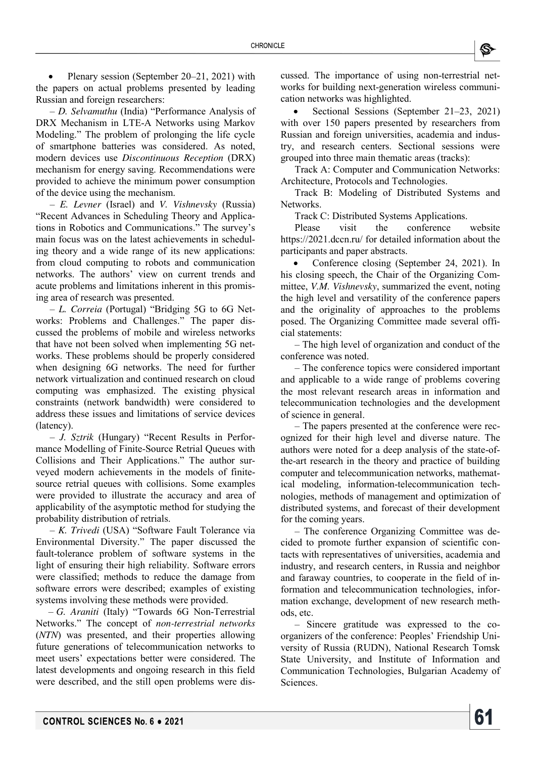- Plenary session (September 20–21, 2021) with the papers on actual problems presented by leading Russian and foreign researchers:

– *D. Selvamuthu* (India) "Performance Analysis of DRX Mechanism in LTE-A Networks using Markov Modeling." The problem of prolonging the life cycle of smartphone batteries was considered. As noted, modern devices use *Discontinuous Reception* (DRX) mechanism for energy saving. Recommendations were provided to achieve the minimum power consumption of the device using the mechanism.

– *E. Levner* (Israel) and *V. Vishnevsky* (Russia) "Recent Advances in Scheduling Theory and Applications in Robotics and Communications." The survey's main focus was on the latest achievements in scheduling theory and a wide range of its new applications: from cloud computing to robots and communication networks. The authors' view on current trends and acute problems and limitations inherent in this promising area of research was presented.

– *L. Correia* (Portugal) "Bridging 5G to 6G Networks: Problems and Challenges." The paper discussed the problems of mobile and wireless networks that have not been solved when implementing 5G networks. These problems should be properly considered when designing 6G networks. The need for further network virtualization and continued research on cloud computing was emphasized. The existing physical constraints (network bandwidth) were considered to address these issues and limitations of service devices (latency).

– *J. Sztrik* (Hungary) "Recent Results in Performance Modelling of Finite-Source Retrial Queues with Collisions and Their Applications." The author surveyed modern achievements in the models of finite-source retrial queues with collisions. Some examples were provided to illustrate the accuracy and area of applicability of the asymptotic method for studying the probability distribution of retrials.

– *K. Trivedi* (USA) "Software Fault Tolerance via Environmental Diversity." The paper discussed the fault-tolerance problem of software systems in the light of ensuring their high reliability. Software errors were classified; methods to reduce the damage from software errors were described; examples of existing systems involving these methods were provided.

– *G. Araniti* (Italy) "Towards 6G Non-Terrestrial Networks." The concept of *non-terrestrial networks* (*NTN*) was presented, and their properties allowing future generations of telecommunication networks to meet users' expectations better were considered. The latest developments and ongoing research in this field were described, and the still open problems were discussed. The importance of using non-terrestrial networks for building next-generation wireless communication networks was highlighted.

- Sectional Sessions (September 21–23, 2021) with over 150 papers presented by researchers from Russian and foreign universities, academia and industry, and research centers. Sectional sessions were grouped into three main thematic areas (tracks):

Track A: Computer and Communication Networks: Architecture, Protocols and Technologies.

Track B: Modeling of Distributed Systems and Networks.

Track C: Distributed Systems Applications.

Please visit the conference website https://2021.dccn.ru/ for detailed information about the participants and paper abstracts.

- Conference closing (September 24, 2021). In his closing speech, the Chair of the Organizing Committee, *V.M. Vishnevsky*, summarized the event, noting the high level and versatility of the conference papers and the originality of approaches to the problems posed. The Organizing Committee made several official statements:

– The high level of organization and conduct of the conference was noted.

– The conference topics were considered important and applicable to a wide range of problems covering the most relevant research areas in information and telecommunication technologies and the development of science in general.

– The papers presented at the conference were recognized for their high level and diverse nature. The authors were noted for a deep analysis of the state-of-the-art research in the theory and practice of building computer and telecommunication networks, mathematical modeling, information-telecommunication technologies, methods of management and optimization of distributed systems, and forecast of their development for the coming years.

– The conference Organizing Committee was decided to promote further expansion of scientific contacts with representatives of universities, academia and industry, and research centers, in Russia and neighbor and faraway countries, to cooperate in the field of information and telecommunication technologies, information exchange, development of new research methods, etc.

– Sincere gratitude was expressed to the co-organizers of the conference: Peoples' Friendship University of Russia (RUDN), National Research Tomsk State University, and Institute of Information and Communication Technologies, Bulgarian Academy of Sciences.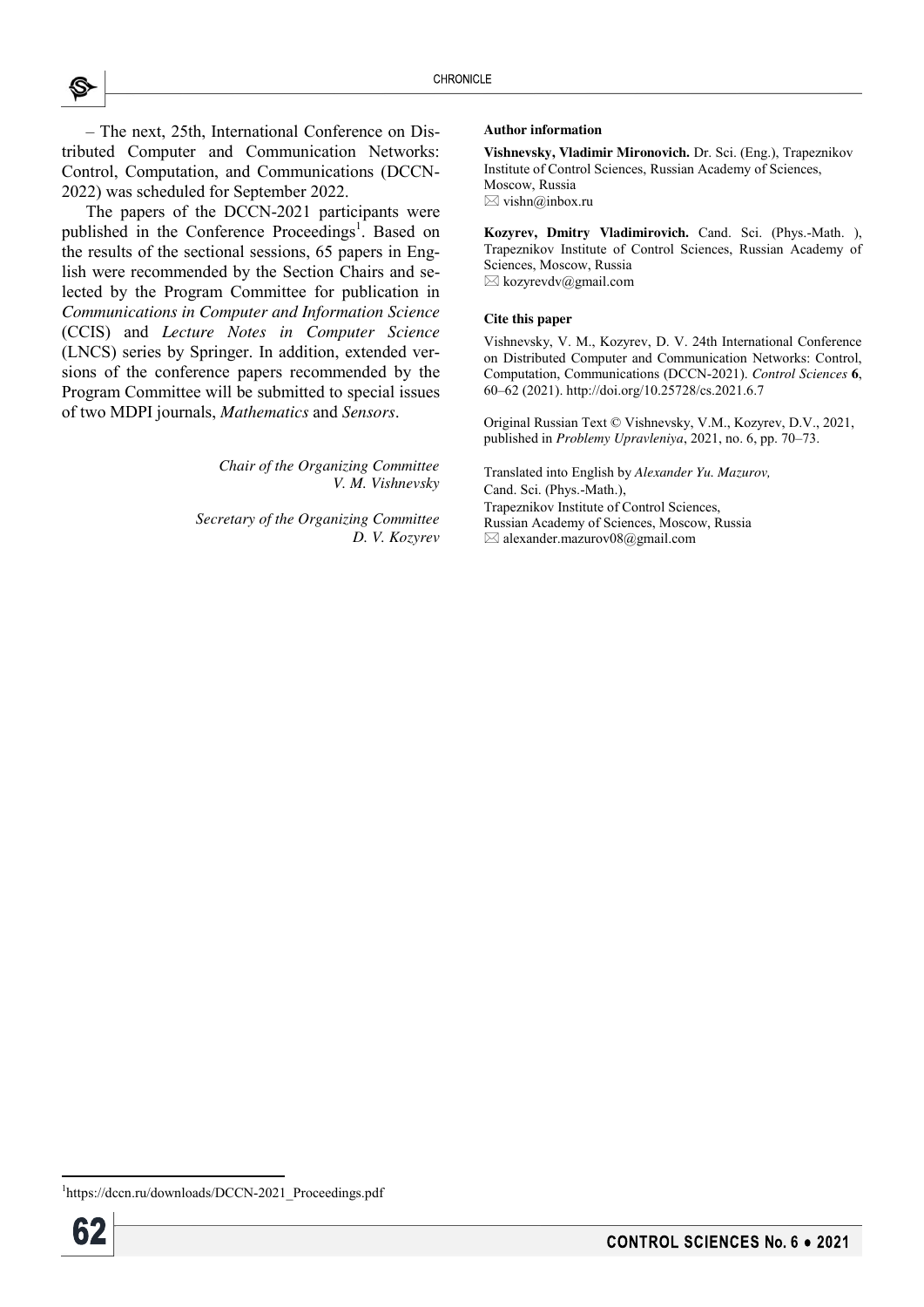– The next, 25th, International Conference on Distributed Computer and Communication Networks: Control, Computation, and Communications (DCCN-2022) was scheduled for September 2022.

The papers of the DCCN-2021 participants were published in the Conference Proceedings[1]. Based on the results of the sectional sessions, 65 papers in English were recommended by the Section Chairs and selected by the Program Committee for publication in *Communications in Computer and Information Science* (CCIS) and *Lecture Notes in Computer Science* (LNCS) series by Springer. In addition, extended versions of the conference papers recommended by the Program Committee will be submitted to special issues of two MDPI journals, *Mathematics* and *Sensors*.

*Chair of the Organizing Committee*
*V. M. Vishnevsky*

*Secretary of the Organizing Committee*
*D. V. Kozyrev*

**Author information**

**Vishnevsky, Vladimir Mironovich.** Dr. Sci. (Eng.), Trapeznikov Institute of Control Sciences, Russian Academy of Sciences, Moscow, Russia
✉ vishn@inbox.ru

**Kozyrev, Dmitry Vladimirovich.** Cand. Sci. (Phys.-Math. ), Trapeznikov Institute of Control Sciences, Russian Academy of Sciences, Moscow, Russia
✉ kozyrevdv@gmail.com

**Cite this paper**

Vishnevsky, V. M., Kozyrev, D. V. 24th International Conference on Distributed Computer and Communication Networks: Control, Computation, Communications (DCCN-2021). *Control Sciences* **6**, 60–62 (2021). http://doi.org/10.25728/cs.2021.6.7

Original Russian Text © Vishnevsky, V.M., Kozyrev, D.V., 2021, published in *Problemy Upravleniya*, 2021, no. 6, pp. 70–73.

Translated into English by *Alexander Yu. Mazurov,* Cand. Sci. (Phys.-Math.), Trapeznikov Institute of Control Sciences, Russian Academy of Sciences, Moscow, Russia
✉ alexander.mazurov08@gmail.com

[1] https://dccn.ru/downloads/DCCN-2021_Proceedings.pdf